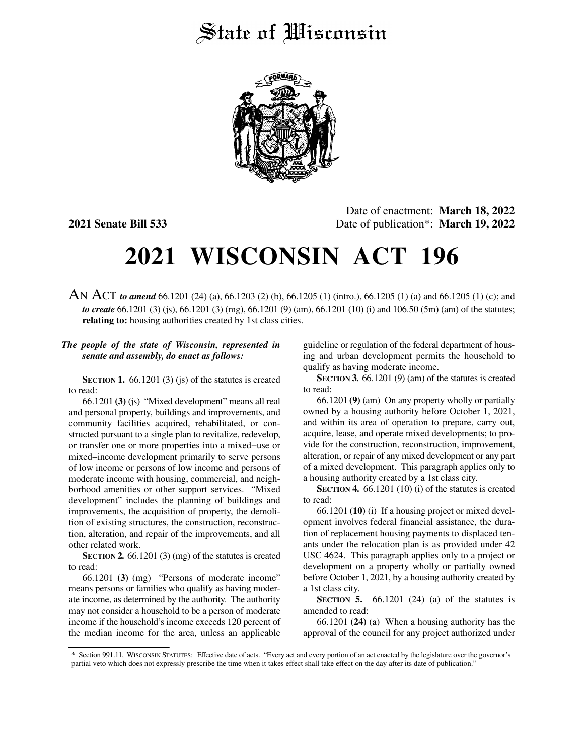# State of Wisconsin

Date of enactment: **March 18, 2022**

**2021 Senate Bill 533**

Date of publication*: **March 19, 2022**

# 2021 WISCONSIN ACT 196

AN ACT ***to amend*** 66.1201 (24) (a), 66.1203 (2) (b), 66.1205 (1) (intro.), 66.1205 (1) (a) and 66.1205 (1) (c); and ***to create*** 66.1201 (3) (js), 66.1201 (3) (mg), 66.1201 (9) (am), 66.1201 (10) (i) and 106.50 (5m) (am) of the statutes; **relating to:** housing authorities created by 1st class cities.

***The people of the state of Wisconsin, represented in senate and assembly, do enact as follows:***

**SECTION 1.** 66.1201 (3) (js) of the statutes is created to read:

66.1201 **(3)** (js) "Mixed development" means all real and personal property, buildings and improvements, and community facilities acquired, rehabilitated, or constructed pursuant to a single plan to revitalize, redevelop, or transfer one or more properties into a mixed–use or mixed–income development primarily to serve persons of low income or persons of low income and persons of moderate income with housing, commercial, and neighborhood amenities or other support services. "Mixed development" includes the planning of buildings and improvements, the acquisition of property, the demolition of existing structures, the construction, reconstruction, alteration, and repair of the improvements, and all other related work.

**SECTION 2.** 66.1201 (3) (mg) of the statutes is created to read:

66.1201 **(3)** (mg) "Persons of moderate income" means persons or families who qualify as having moderate income, as determined by the authority. The authority may not consider a household to be a person of moderate income if the household's income exceeds 120 percent of the median income for the area, unless an applicable guideline or regulation of the federal department of housing and urban development permits the household to qualify as having moderate income.

**SECTION 3.** 66.1201 (9) (am) of the statutes is created to read:

66.1201 **(9)** (am) On any property wholly or partially owned by a housing authority before October 1, 2021, and within its area of operation to prepare, carry out, acquire, lease, and operate mixed developments; to provide for the construction, reconstruction, improvement, alteration, or repair of any mixed development or any part of a mixed development. This paragraph applies only to a housing authority created by a 1st class city.

**SECTION 4.** 66.1201 (10) (i) of the statutes is created to read:

66.1201 **(10)** (i) If a housing project or mixed development involves federal financial assistance, the duration of replacement housing payments to displaced tenants under the relocation plan is as provided under 42 USC 4624. This paragraph applies only to a project or development on a property wholly or partially owned before October 1, 2021, by a housing authority created by a 1st class city.

**SECTION 5.** 66.1201 (24) (a) of the statutes is amended to read:

66.1201 **(24)** (a) When a housing authority has the approval of the council for any project authorized under

\* Section 991.11, WISCONSIN STATUTES: Effective date of acts. "Every act and every portion of an act enacted by the legislature over the governor's partial veto which does not expressly prescribe the time when it takes effect shall take effect on the day after its date of publication."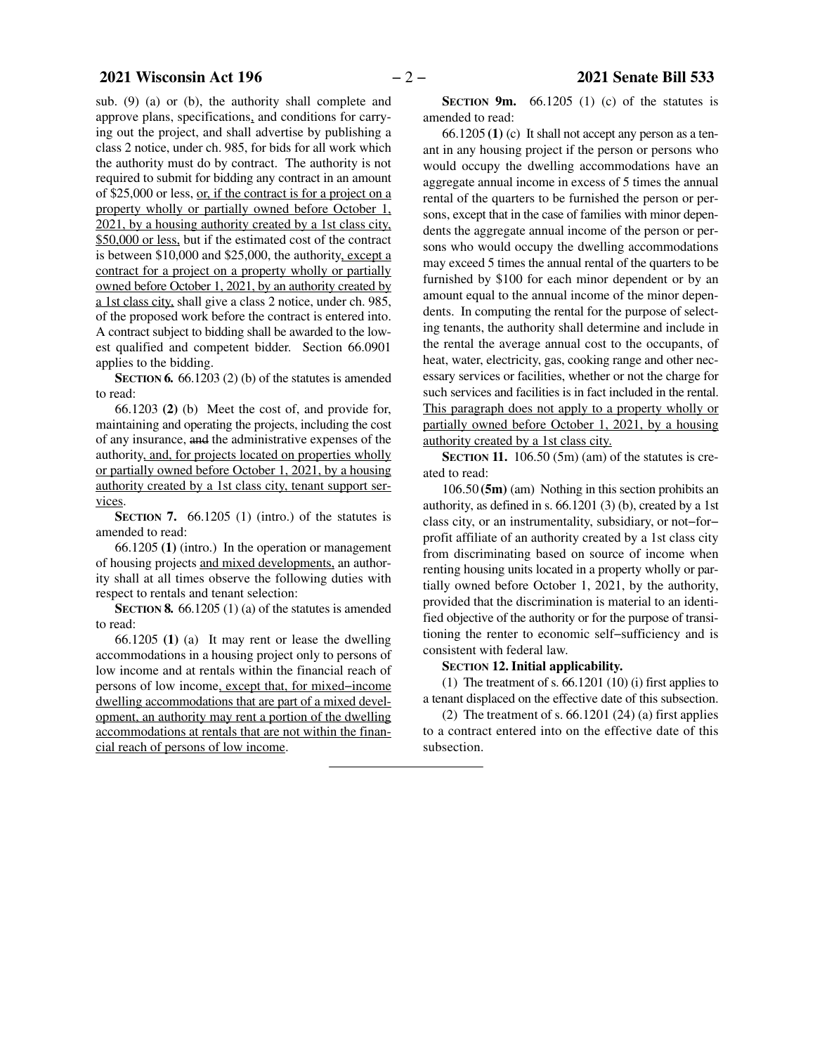sub. (9) (a) or (b), the authority shall complete and approve plans, specifications, and conditions for carrying out the project, and shall advertise by publishing a class 2 notice, under ch. 985, for bids for all work which the authority must do by contract. The authority is not required to submit for bidding any contract in an amount of $25,000 or less, or, if the contract is for a project on a property wholly or partially owned before October 1, 2021, by a housing authority created by a 1st class city, $50,000 or less, but if the estimated cost of the contract is between $10,000 and $25,000, the authority, except a contract for a project on a property wholly or partially owned before October 1, 2021, by an authority created by a 1st class city, shall give a class 2 notice, under ch. 985, of the proposed work before the contract is entered into. A contract subject to bidding shall be awarded to the lowest qualified and competent bidder. Section 66.0901 applies to the bidding.

**SECTION 6.** 66.1203 (2) (b) of the statutes is amended to read:

66.1203 **(2)** (b) Meet the cost of, and provide for, maintaining and operating the projects, including the cost of any insurance, ~~and~~ the administrative expenses of the authority, and, for projects located on properties wholly or partially owned before October 1, 2021, by a housing authority created by a 1st class city, tenant support services.

**SECTION 7.** 66.1205 (1) (intro.) of the statutes is amended to read:

66.1205 **(1)** (intro.) In the operation or management of housing projects and mixed developments, an authority shall at all times observe the following duties with respect to rentals and tenant selection:

**SECTION 8.** 66.1205 (1) (a) of the statutes is amended to read:

66.1205 **(1)** (a) It may rent or lease the dwelling accommodations in a housing project only to persons of low income and at rentals within the financial reach of persons of low income, except that, for mixed−income dwelling accommodations that are part of a mixed development, an authority may rent a portion of the dwelling accommodations at rentals that are not within the financial reach of persons of low income.

**SECTION 9m.** 66.1205 (1) (c) of the statutes is amended to read:

66.1205 **(1)** (c) It shall not accept any person as a tenant in any housing project if the person or persons who would occupy the dwelling accommodations have an aggregate annual income in excess of 5 times the annual rental of the quarters to be furnished the person or persons, except that in the case of families with minor dependents the aggregate annual income of the person or persons who would occupy the dwelling accommodations may exceed 5 times the annual rental of the quarters to be furnished by $100 for each minor dependent or by an amount equal to the annual income of the minor dependents. In computing the rental for the purpose of selecting tenants, the authority shall determine and include in the rental the average annual cost to the occupants, of heat, water, electricity, gas, cooking range and other necessary services or facilities, whether or not the charge for such services and facilities is in fact included in the rental. This paragraph does not apply to a property wholly or partially owned before October 1, 2021, by a housing authority created by a 1st class city.

**SECTION 11.** 106.50 (5m) (am) of the statutes is created to read:

106.50 **(5m)** (am) Nothing in this section prohibits an authority, as defined in s. 66.1201 (3) (b), created by a 1st class city, or an instrumentality, subsidiary, or not−for−profit affiliate of an authority created by a 1st class city from discriminating based on source of income when renting housing units located in a property wholly or partially owned before October 1, 2021, by the authority, provided that the discrimination is material to an identified objective of the authority or for the purpose of transitioning the renter to economic self−sufficiency and is consistent with federal law.

**SECTION 12. Initial applicability.**

(1) The treatment of s. 66.1201 (10) (i) first applies to a tenant displaced on the effective date of this subsection.

(2) The treatment of s. 66.1201 (24) (a) first applies to a contract entered into on the effective date of this subsection.